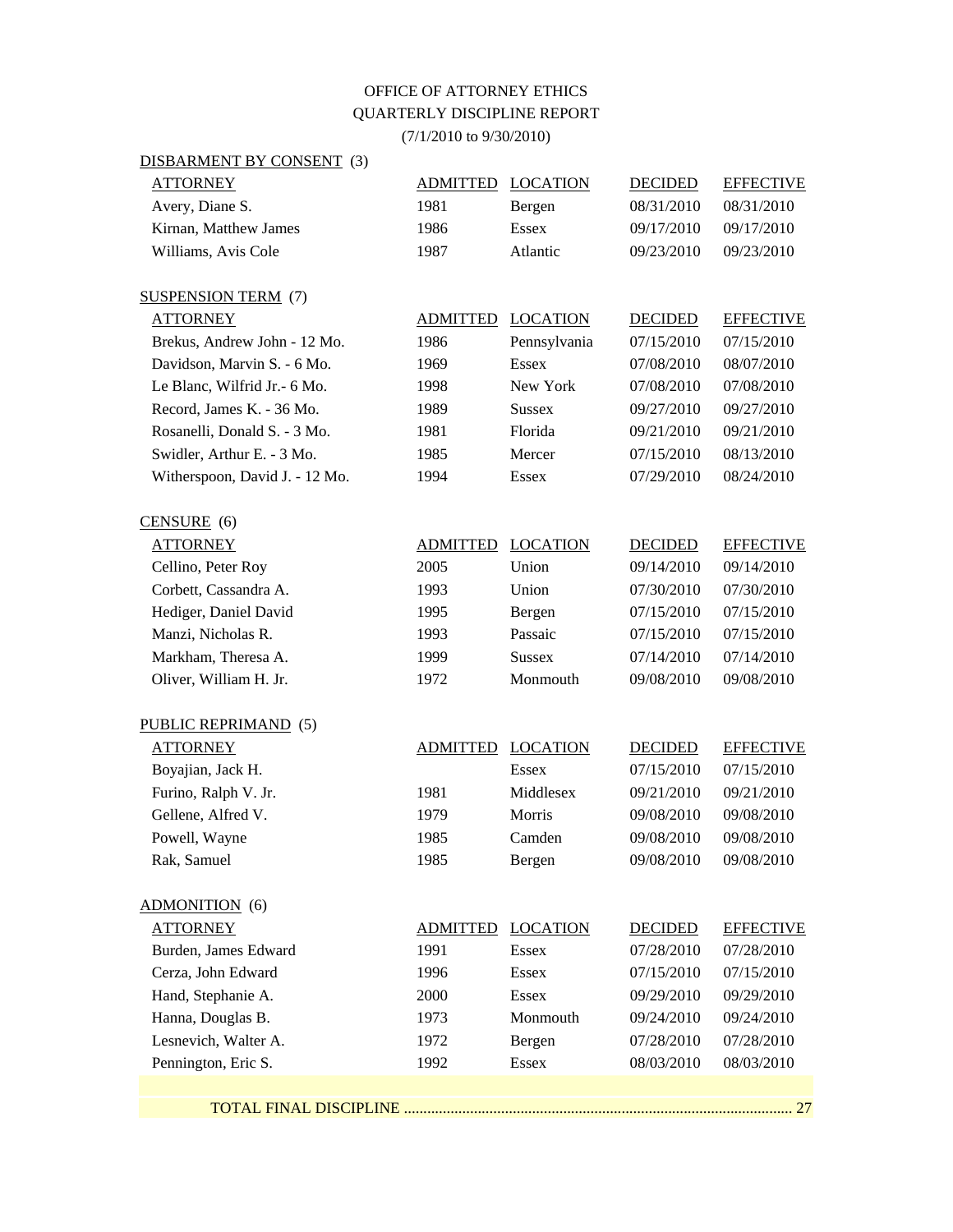# OFFICE OF ATTORNEY ETHICS
## QUARTERLY DISCIPLINE REPORT
### (7/1/2010 to 9/30/2010)

**DISBARMENT BY CONSENT (3)**

| ATTORNEY | ADMITTED | LOCATION | DECIDED | EFFECTIVE |
|---|---|---|---|---|
| Avery, Diane S. | 1981 | Bergen | 08/31/2010 | 08/31/2010 |
| Kirnan, Matthew James | 1986 | Essex | 09/17/2010 | 09/17/2010 |
| Williams, Avis Cole | 1987 | Atlantic | 09/23/2010 | 09/23/2010 |

**SUSPENSION TERM (7)**

| ATTORNEY | ADMITTED | LOCATION | DECIDED | EFFECTIVE |
|---|---|---|---|---|
| Brekus, Andrew John - 12 Mo. | 1986 | Pennsylvania | 07/15/2010 | 07/15/2010 |
| Davidson, Marvin S. - 6 Mo. | 1969 | Essex | 07/08/2010 | 08/07/2010 |
| Le Blanc, Wilfrid Jr.- 6 Mo. | 1998 | New York | 07/08/2010 | 07/08/2010 |
| Record, James K. - 36 Mo. | 1989 | Sussex | 09/27/2010 | 09/27/2010 |
| Rosanelli, Donald S. - 3 Mo. | 1981 | Florida | 09/21/2010 | 09/21/2010 |
| Swidler, Arthur E. - 3 Mo. | 1985 | Mercer | 07/15/2010 | 08/13/2010 |
| Witherspoon, David J. - 12 Mo. | 1994 | Essex | 07/29/2010 | 08/24/2010 |

**CENSURE (6)**

| ATTORNEY | ADMITTED | LOCATION | DECIDED | EFFECTIVE |
|---|---|---|---|---|
| Cellino, Peter Roy | 2005 | Union | 09/14/2010 | 09/14/2010 |
| Corbett, Cassandra A. | 1993 | Union | 07/30/2010 | 07/30/2010 |
| Hediger, Daniel David | 1995 | Bergen | 07/15/2010 | 07/15/2010 |
| Manzi, Nicholas R. | 1993 | Passaic | 07/15/2010 | 07/15/2010 |
| Markham, Theresa A. | 1999 | Sussex | 07/14/2010 | 07/14/2010 |
| Oliver, William H. Jr. | 1972 | Monmouth | 09/08/2010 | 09/08/2010 |

**PUBLIC REPRIMAND (5)**

| ATTORNEY | ADMITTED | LOCATION | DECIDED | EFFECTIVE |
|---|---|---|---|---|
| Boyajian, Jack H. | | Essex | 07/15/2010 | 07/15/2010 |
| Furino, Ralph V. Jr. | 1981 | Middlesex | 09/21/2010 | 09/21/2010 |
| Gellene, Alfred V. | 1979 | Morris | 09/08/2010 | 09/08/2010 |
| Powell, Wayne | 1985 | Camden | 09/08/2010 | 09/08/2010 |
| Rak, Samuel | 1985 | Bergen | 09/08/2010 | 09/08/2010 |

**ADMONITION (6)**

| ATTORNEY | ADMITTED | LOCATION | DECIDED | EFFECTIVE |
|---|---|---|---|---|
| Burden, James Edward | 1991 | Essex | 07/28/2010 | 07/28/2010 |
| Cerza, John Edward | 1996 | Essex | 07/15/2010 | 07/15/2010 |
| Hand, Stephanie A. | 2000 | Essex | 09/29/2010 | 09/29/2010 |
| Hanna, Douglas B. | 1973 | Monmouth | 09/24/2010 | 09/24/2010 |
| Lesnevich, Walter A. | 1972 | Bergen | 07/28/2010 | 07/28/2010 |
| Pennington, Eric S. | 1992 | Essex | 08/03/2010 | 08/03/2010 |

TOTAL FINAL DISCIPLINE .......................................................................................... 27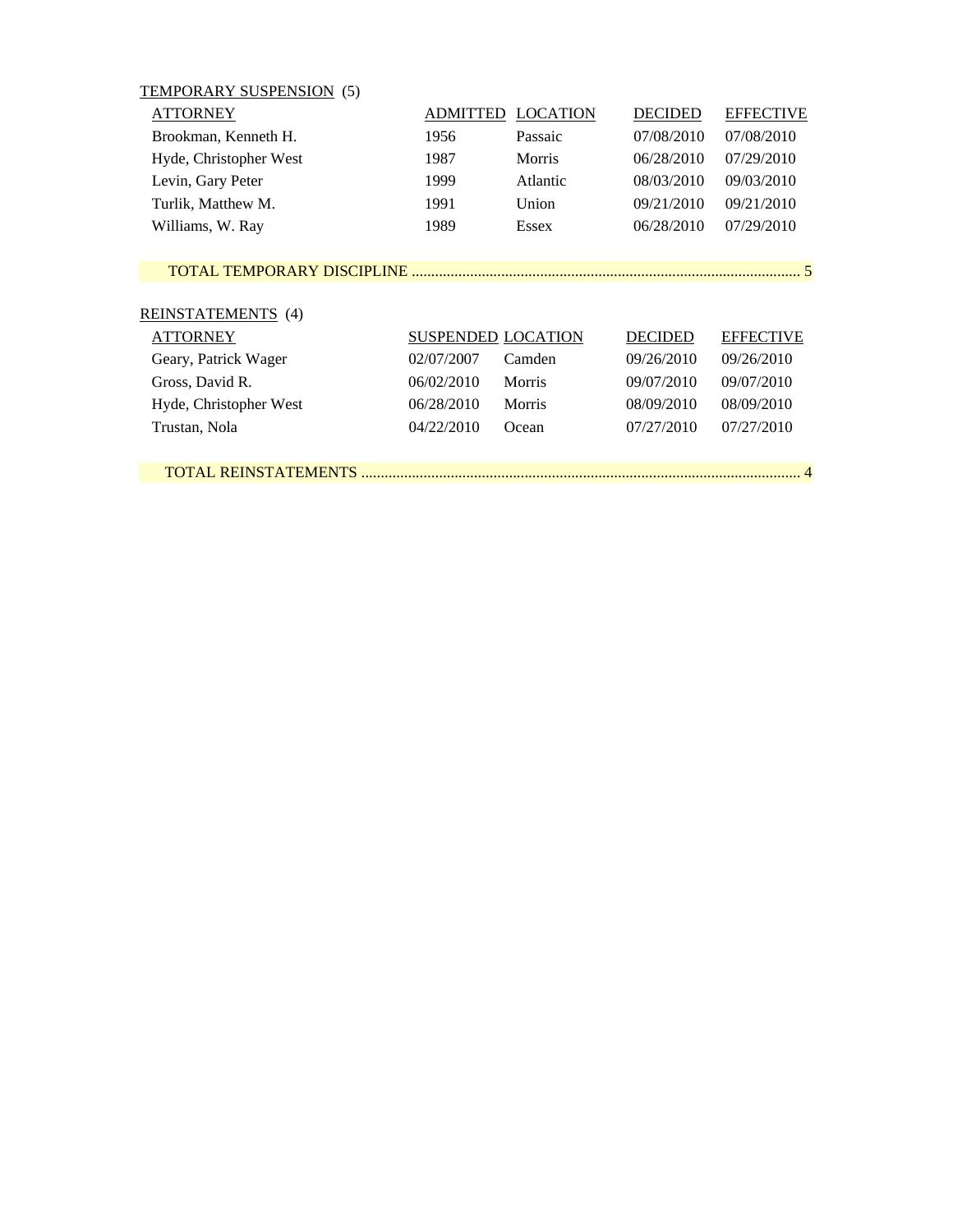TEMPORARY SUSPENSION (5)

| ATTORNEY | ADMITTED | LOCATION | DECIDED | EFFECTIVE |
|---|---|---|---|---|
| Brookman, Kenneth H. | 1956 | Passaic | 07/08/2010 | 07/08/2010 |
| Hyde, Christopher West | 1987 | Morris | 06/28/2010 | 07/29/2010 |
| Levin, Gary Peter | 1999 | Atlantic | 08/03/2010 | 09/03/2010 |
| Turlik, Matthew M. | 1991 | Union | 09/21/2010 | 09/21/2010 |
| Williams, W. Ray | 1989 | Essex | 06/28/2010 | 07/29/2010 |

TOTAL TEMPORARY DISCIPLINE .................................................................................................... 5

REINSTATEMENTS (4)

| ATTORNEY | SUSPENDED | LOCATION | DECIDED | EFFECTIVE |
|---|---|---|---|---|
| Geary, Patrick Wager | 02/07/2007 | Camden | 09/26/2010 | 09/26/2010 |
| Gross, David R. | 06/02/2010 | Morris | 09/07/2010 | 09/07/2010 |
| Hyde, Christopher West | 06/28/2010 | Morris | 08/09/2010 | 08/09/2010 |
| Trustan, Nola | 04/22/2010 | Ocean | 07/27/2010 | 07/27/2010 |

TOTAL REINSTATEMENTS ................................................................................................................ 4